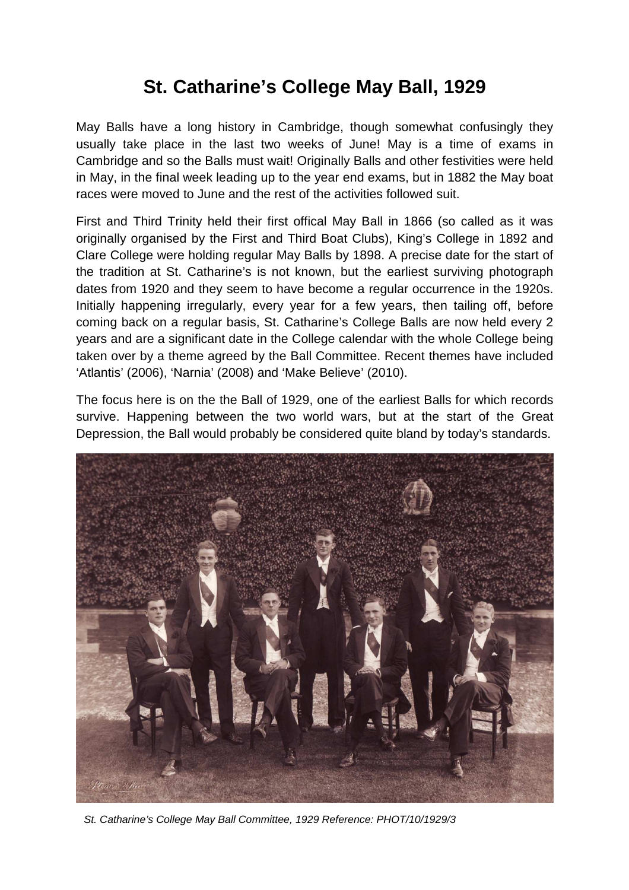# St. Catharine's College May Ball, 1929

May Balls have a long history in Cambridge, though somewhat confusingly they usually take place in the last two weeks of June! May is a time of exams in Cambridge and so the Balls must wait! Originally Balls and other festivities were held in May, in the final week leading up to the year end exams, but in 1882 the May boat races were moved to June and the rest of the activities followed suit.

First and Third Trinity held their first offical May Ball in 1866 (so called as it was originally organised by the First and Third Boat Clubs), King's College in 1892 and Clare College were holding regular May Balls by 1898. A precise date for the start of the tradition at St. Catharine's is not known, but the earliest surviving photograph dates from 1920 and they seem to have become a regular occurrence in the 1920s. Initially happening irregularly, every year for a few years, then tailing off, before coming back on a regular basis, St. Catharine's College Balls are now held every 2 years and are a significant date in the College calendar with the whole College being taken over by a theme agreed by the Ball Committee. Recent themes have included 'Atlantis' (2006), 'Narnia' (2008) and 'Make Believe' (2010).

The focus here is on the the Ball of 1929, one of the earliest Balls for which records survive. Happening between the two world wars, but at the start of the Great Depression, the Ball would probably be considered quite bland by today's standards.

*St. Catharine's College May Ball Committee, 1929 Reference: PHOT/10/1929/3*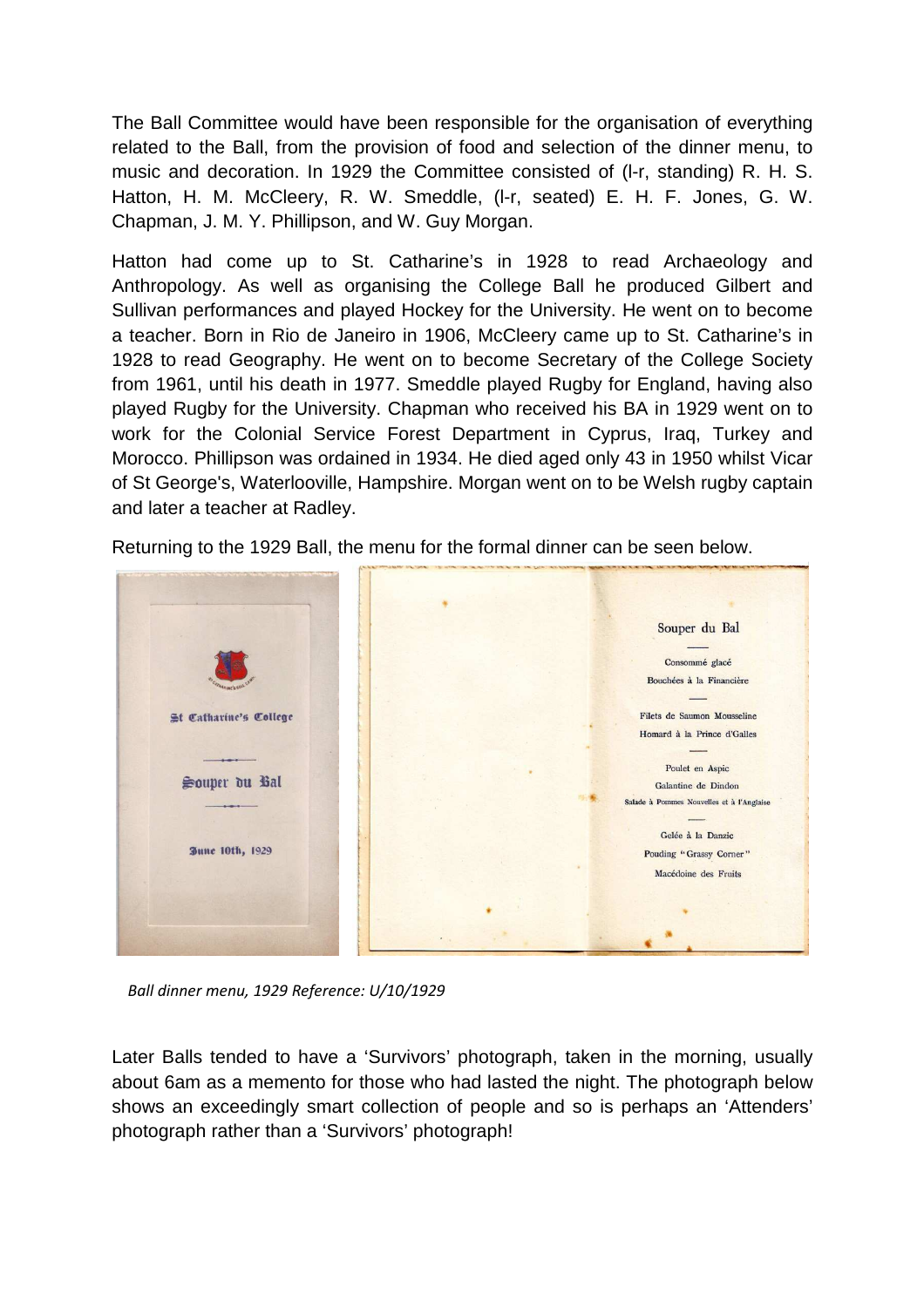The Ball Committee would have been responsible for the organisation of everything related to the Ball, from the provision of food and selection of the dinner menu, to music and decoration. In 1929 the Committee consisted of (l-r, standing) R. H. S. Hatton, H. M. McCleery, R. W. Smeddle, (l-r, seated) E. H. F. Jones, G. W. Chapman, J. M. Y. Phillipson, and W. Guy Morgan.

Hatton had come up to St. Catharine's in 1928 to read Archaeology and Anthropology. As well as organising the College Ball he produced Gilbert and Sullivan performances and played Hockey for the University. He went on to become a teacher. Born in Rio de Janeiro in 1906, McCleery came up to St. Catharine's in 1928 to read Geography. He went on to become Secretary of the College Society from 1961, until his death in 1977. Smeddle played Rugby for England, having also played Rugby for the University. Chapman who received his BA in 1929 went on to work for the Colonial Service Forest Department in Cyprus, Iraq, Turkey and Morocco. Phillipson was ordained in 1934. He died aged only 43 in 1950 whilst Vicar of St George's, Waterlooville, Hampshire. Morgan went on to be Welsh rugby captain and later a teacher at Radley.

Returning to the 1929 Ball, the menu for the formal dinner can be seen below.

St Catharine's College

Souper du Bal

June 10th, 1929

Souper du Bal

Consommé glacé
Bouchées à la Financière

Filets de Saumon Mousseline
Homard à la Prince d'Galles

Poulet en Aspic
Galantine de Dindon
Salade à Pommes Nouvelles et à l'Anglaise

Gelée à la Danzic
Pouding "Grassy Corner"
Macédoine des Fruits

*Ball dinner menu, 1929 Reference: U/10/1929*

Later Balls tended to have a 'Survivors' photograph, taken in the morning, usually about 6am as a memento for those who had lasted the night. The photograph below shows an exceedingly smart collection of people and so is perhaps an 'Attenders' photograph rather than a 'Survivors' photograph!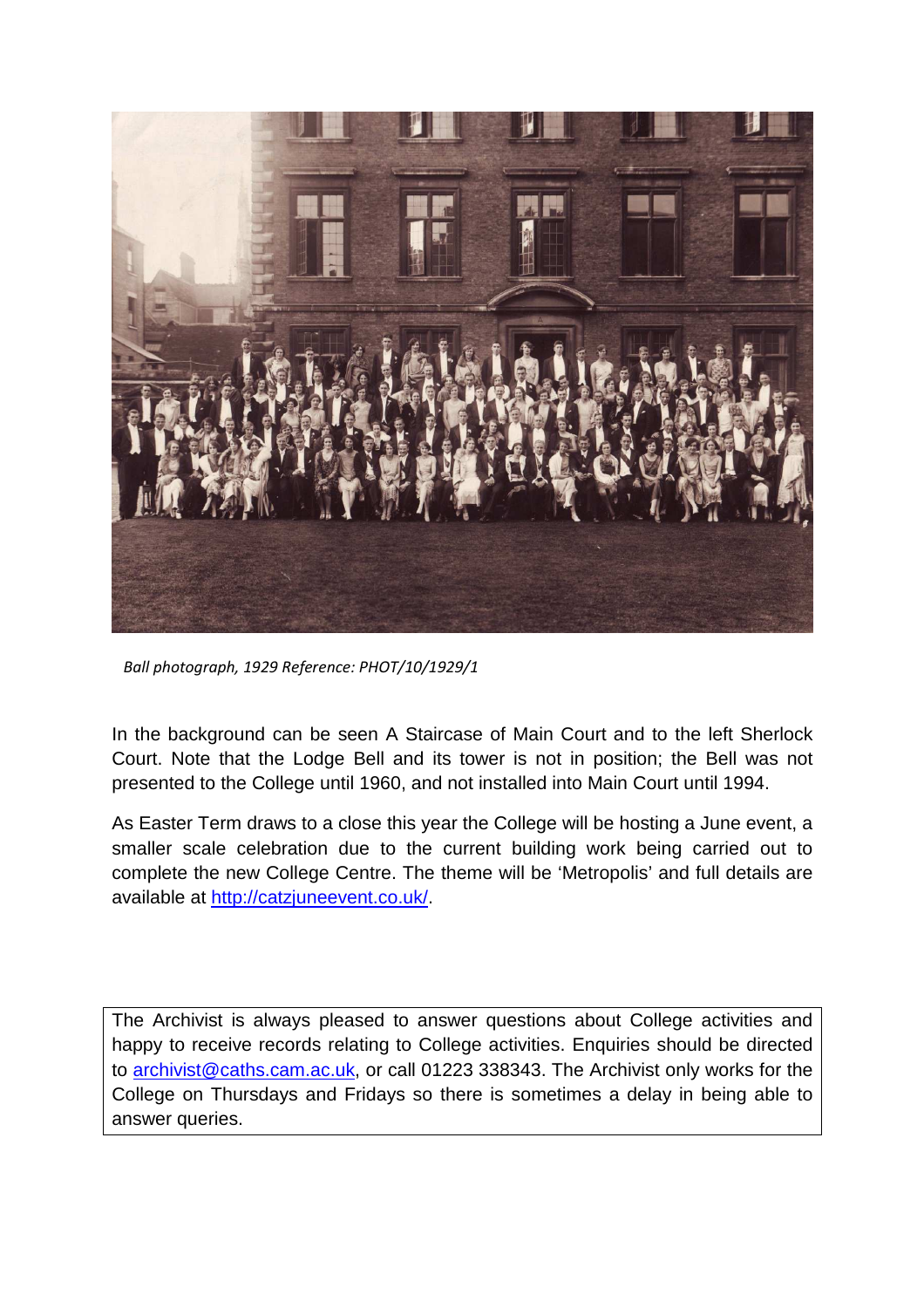*Ball photograph, 1929 Reference: PHOT/10/1929/1*

In the background can be seen A Staircase of Main Court and to the left Sherlock Court. Note that the Lodge Bell and its tower is not in position; the Bell was not presented to the College until 1960, and not installed into Main Court until 1994.

As Easter Term draws to a close this year the College will be hosting a June event, a smaller scale celebration due to the current building work being carried out to complete the new College Centre. The theme will be 'Metropolis' and full details are available at http://catzjuneevent.co.uk/.

The Archivist is always pleased to answer questions about College activities and happy to receive records relating to College activities. Enquiries should be directed to archivist@caths.cam.ac.uk, or call 01223 338343. The Archivist only works for the College on Thursdays and Fridays so there is sometimes a delay in being able to answer queries.